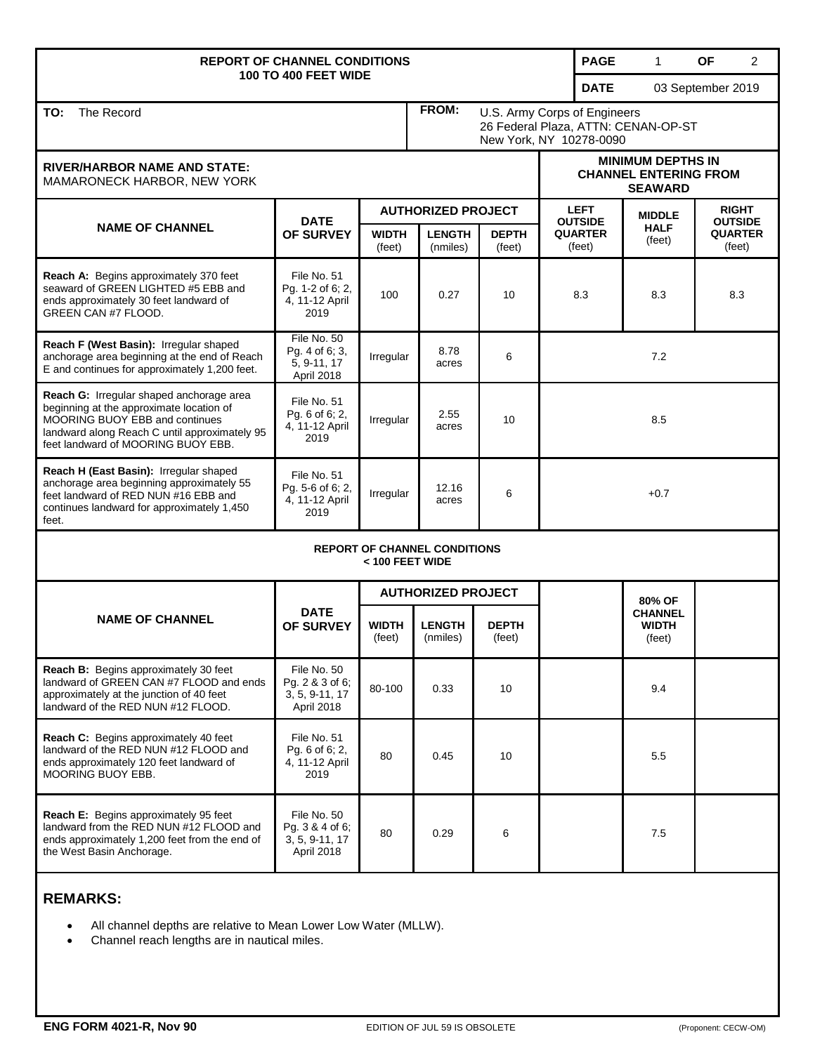# REPORT OF CHANNEL CONDITIONS 100 TO 400 FEET WIDE

**PAGE** 1 **OF** 2

**DATE** 03 September 2019

**TO:** The Record

**FROM:** U.S. Army Corps of Engineers
26 Federal Plaza, ATTN: CENAN-OP-ST
New York, NY 10278-0090

**RIVER/HARBOR NAME AND STATE:**
MAMARONECK HARBOR, NEW YORK

| NAME OF CHANNEL | DATE OF SURVEY | AUTHORIZED PROJECT | | | MINIMUM DEPTHS IN CHANNEL ENTERING FROM SEAWARD | | |
|---|---|---|---|---|---|---|---|
| | | WIDTH (feet) | LENGTH (nmiles) | DEPTH (feet) | LEFT OUTSIDE QUARTER (feet) | MIDDLE HALF (feet) | RIGHT OUTSIDE QUARTER (feet) |
| **Reach A:** Begins approximately 370 feet seaward of GREEN LIGHTED #5 EBB and ends approximately 30 feet landward of GREEN CAN #7 FLOOD. | File No. 51 Pg. 1-2 of 6; 2, 4, 11-12 April 2019 | 100 | 0.27 | 10 | 8.3 | 8.3 | 8.3 |
| **Reach F (West Basin):** Irregular shaped anchorage area beginning at the end of Reach E and continues for approximately 1,200 feet. | File No. 50 Pg. 4 of 6; 3, 5, 9-11, 17 April 2018 | Irregular | 8.78 acres | 6 | | 7.2 | |
| **Reach G:** Irregular shaped anchorage area beginning at the approximate location of MOORING BUOY EBB and continues landward along Reach C until approximately 95 feet landward of MOORING BUOY EBB. | File No. 51 Pg. 6 of 6; 2, 4, 11-12 April 2019 | Irregular | 2.55 acres | 10 | | 8.5 | |
| **Reach H (East Basin):** Irregular shaped anchorage area beginning approximately 55 feet landward of RED NUN #16 EBB and continues landward for approximately 1,450 feet. | File No. 51 Pg. 5-6 of 6; 2, 4, 11-12 April 2019 | Irregular | 12.16 acres | 6 | | +0.7 | |

# REPORT OF CHANNEL CONDITIONS < 100 FEET WIDE

| NAME OF CHANNEL | DATE OF SURVEY | AUTHORIZED PROJECT | | | | 80% OF CHANNEL WIDTH (feet) | |
|---|---|---|---|---|---|---|---|
| | | WIDTH (feet) | LENGTH (nmiles) | DEPTH (feet) | | | |
| **Reach B:** Begins approximately 30 feet landward of GREEN CAN #7 FLOOD and ends approximately at the junction of 40 feet landward of the RED NUN #12 FLOOD. | File No. 50 Pg. 2 & 3 of 6; 3, 5, 9-11, 17 April 2018 | 80-100 | 0.33 | 10 | | 9.4 | |
| **Reach C:** Begins approximately 40 feet landward of the RED NUN #12 FLOOD and ends approximately 120 feet landward of MOORING BUOY EBB. | File No. 51 Pg. 6 of 6; 2, 4, 11-12 April 2019 | 80 | 0.45 | 10 | | 5.5 | |
| **Reach E:** Begins approximately 95 feet landward from the RED NUN #12 FLOOD and ends approximately 1,200 feet from the end of the West Basin Anchorage. | File No. 50 Pg. 3 & 4 of 6; 3, 5, 9-11, 17 April 2018 | 80 | 0.29 | 6 | | 7.5 | |

## REMARKS:

- All channel depths are relative to Mean Lower Low Water (MLLW).
- Channel reach lengths are in nautical miles.

**ENG FORM 4021-R, Nov 90** EDITION OF JUL 59 IS OBSOLETE (Proponent: CECW-OM)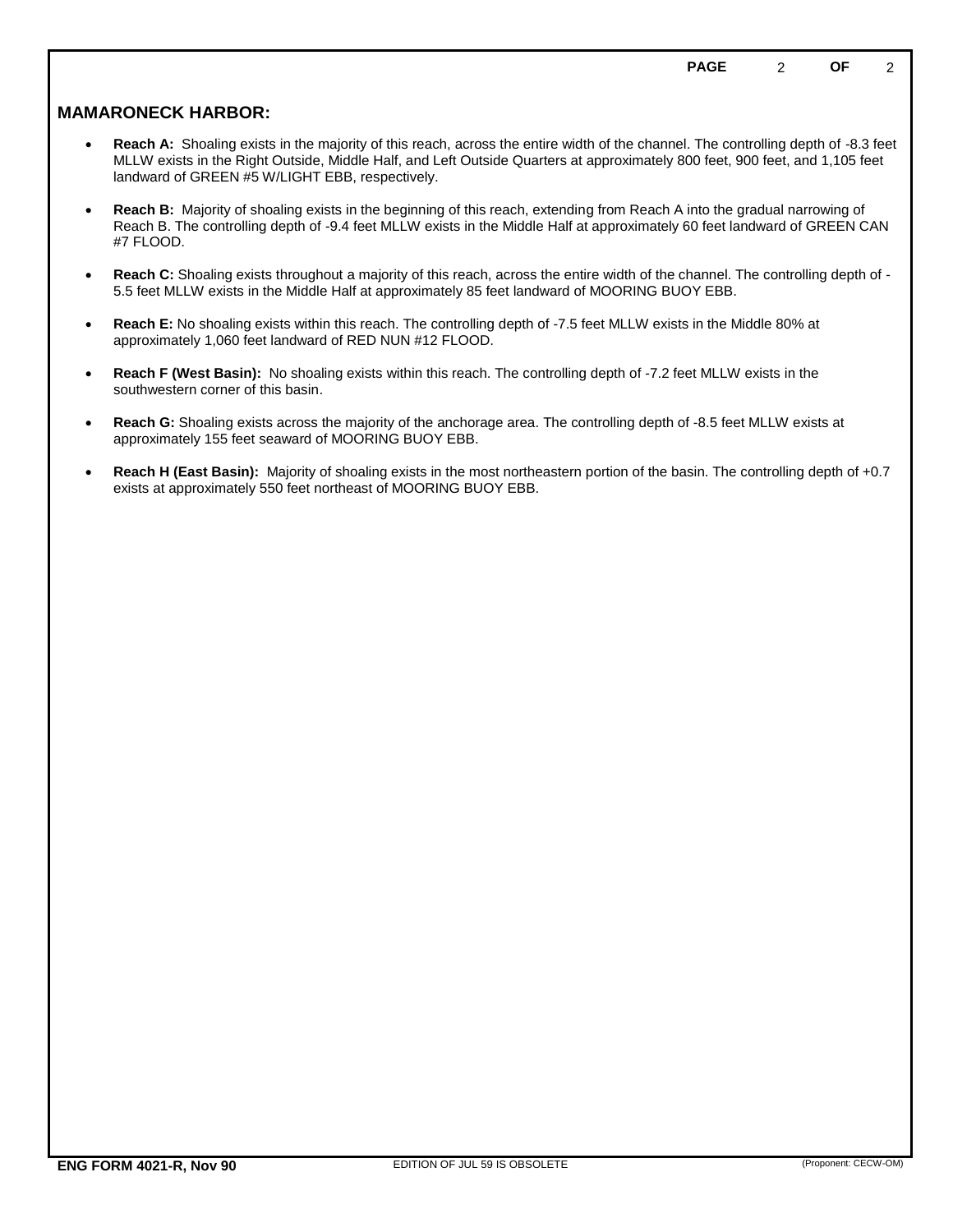## MAMARONECK HARBOR:

- **Reach A:** Shoaling exists in the majority of this reach, across the entire width of the channel. The controlling depth of -8.3 feet MLLW exists in the Right Outside, Middle Half, and Left Outside Quarters at approximately 800 feet, 900 feet, and 1,105 feet landward of GREEN #5 W/LIGHT EBB, respectively.
- **Reach B:** Majority of shoaling exists in the beginning of this reach, extending from Reach A into the gradual narrowing of Reach B. The controlling depth of -9.4 feet MLLW exists in the Middle Half at approximately 60 feet landward of GREEN CAN #7 FLOOD.
- **Reach C:** Shoaling exists throughout a majority of this reach, across the entire width of the channel. The controlling depth of -5.5 feet MLLW exists in the Middle Half at approximately 85 feet landward of MOORING BUOY EBB.
- **Reach E:** No shoaling exists within this reach. The controlling depth of -7.5 feet MLLW exists in the Middle 80% at approximately 1,060 feet landward of RED NUN #12 FLOOD.
- **Reach F (West Basin):** No shoaling exists within this reach. The controlling depth of -7.2 feet MLLW exists in the southwestern corner of this basin.
- **Reach G:** Shoaling exists across the majority of the anchorage area. The controlling depth of -8.5 feet MLLW exists at approximately 155 feet seaward of MOORING BUOY EBB.
- **Reach H (East Basin):** Majority of shoaling exists in the most northeastern portion of the basin. The controlling depth of +0.7 exists at approximately 550 feet northeast of MOORING BUOY EBB.

**ENG FORM 4021-R, Nov 90** EDITION OF JUL 59 IS OBSOLETE (Proponent: CECW-OM)